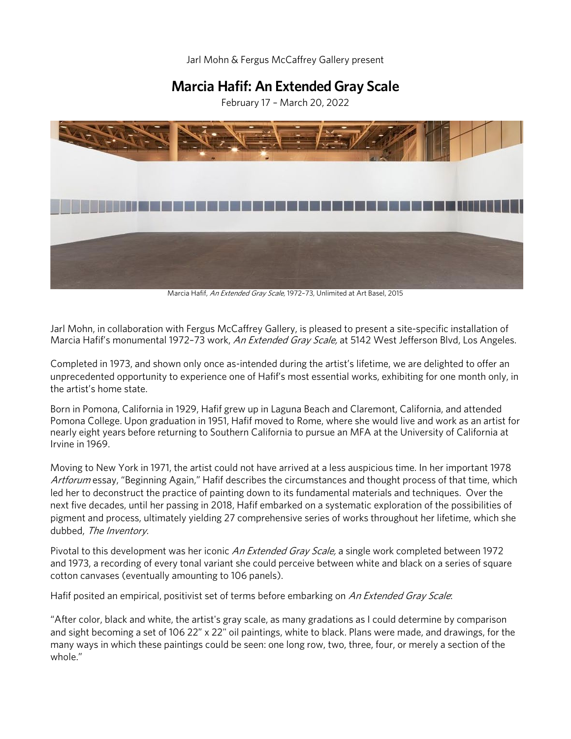Jarl Mohn & Fergus McCaffrey Gallery present

# Marcia Hafif: An Extended Gray Scale

February 17 – March 20, 2022

Marcia Hafif, *An Extended Gray Scale,* 1972–73, Unlimited at Art Basel, 2015

Jarl Mohn, in collaboration with Fergus McCaffrey Gallery, is pleased to present a site-specific installation of Marcia Hafif's monumental 1972–73 work, *An Extended Gray Scale,* at 5142 West Jefferson Blvd, Los Angeles.

Completed in 1973, and shown only once as-intended during the artist's lifetime, we are delighted to offer an unprecedented opportunity to experience one of Hafif's most essential works, exhibiting for one month only, in the artist's home state.

Born in Pomona, California in 1929, Hafif grew up in Laguna Beach and Claremont, California, and attended Pomona College. Upon graduation in 1951, Hafif moved to Rome, where she would live and work as an artist for nearly eight years before returning to Southern California to pursue an MFA at the University of California at Irvine in 1969.

Moving to New York in 1971, the artist could not have arrived at a less auspicious time. In her important 1978 *Artforum* essay, "Beginning Again," Hafif describes the circumstances and thought process of that time, which led her to deconstruct the practice of painting down to its fundamental materials and techniques. Over the next five decades, until her passing in 2018, Hafif embarked on a systematic exploration of the possibilities of pigment and process, ultimately yielding 27 comprehensive series of works throughout her lifetime, which she dubbed, *The Inventory.*

Pivotal to this development was her iconic *An Extended Gray Scale,* a single work completed between 1972 and 1973, a recording of every tonal variant she could perceive between white and black on a series of square cotton canvases (eventually amounting to 106 panels).

Hafif posited an empirical, positivist set of terms before embarking on *An Extended Gray Scale*:

"After color, black and white, the artist's gray scale, as many gradations as I could determine by comparison and sight becoming a set of 106 22" x 22" oil paintings, white to black. Plans were made, and drawings, for the many ways in which these paintings could be seen: one long row, two, three, four, or merely a section of the whole."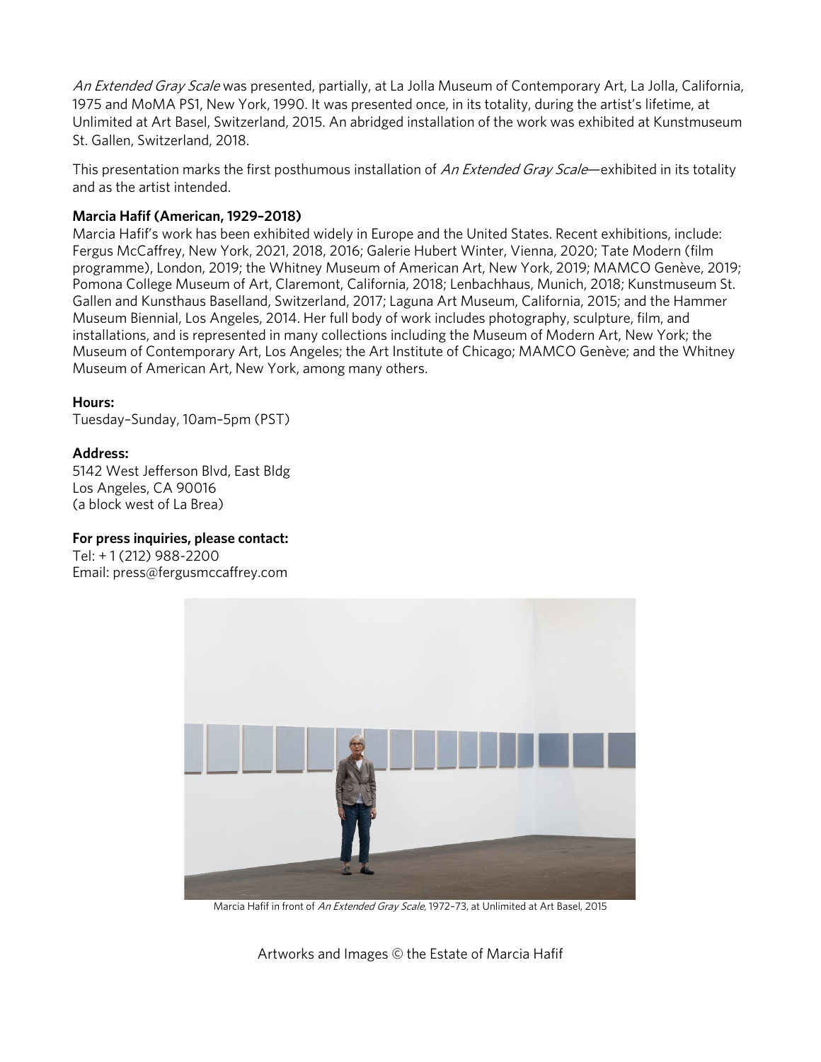*An Extended Gray Scale* was presented, partially, at La Jolla Museum of Contemporary Art, La Jolla, California, 1975 and MoMA PS1, New York, 1990. It was presented once, in its totality, during the artist's lifetime, at Unlimited at Art Basel, Switzerland, 2015. An abridged installation of the work was exhibited at Kunstmuseum St. Gallen, Switzerland, 2018.

This presentation marks the first posthumous installation of *An Extended Gray Scale*—exhibited in its totality and as the artist intended.

**Marcia Hafif (American, 1929–2018)**
Marcia Hafif's work has been exhibited widely in Europe and the United States. Recent exhibitions, include: Fergus McCaffrey, New York, 2021, 2018, 2016; Galerie Hubert Winter, Vienna, 2020; Tate Modern (film programme), London, 2019; the Whitney Museum of American Art, New York, 2019; MAMCO Genève, 2019; Pomona College Museum of Art, Claremont, California, 2018; Lenbachhaus, Munich, 2018; Kunstmuseum St. Gallen and Kunsthaus Baselland, Switzerland, 2017; Laguna Art Museum, California, 2015; and the Hammer Museum Biennial, Los Angeles, 2014. Her full body of work includes photography, sculpture, film, and installations, and is represented in many collections including the Museum of Modern Art, New York; the Museum of Contemporary Art, Los Angeles; the Art Institute of Chicago; MAMCO Genève; and the Whitney Museum of American Art, New York, among many others.

**Hours:**
Tuesday–Sunday, 10am–5pm (PST)

**Address:**
5142 West Jefferson Blvd, East Bldg
Los Angeles, CA 90016
(a block west of La Brea)

**For press inquiries, please contact:**
Tel: + 1 (212) 988-2200
Email: press@fergusmccaffrey.com

Marcia Hafif in front of *An Extended Gray Scale*, 1972–73, at Unlimited at Art Basel, 2015

Artworks and Images © the Estate of Marcia Hafif